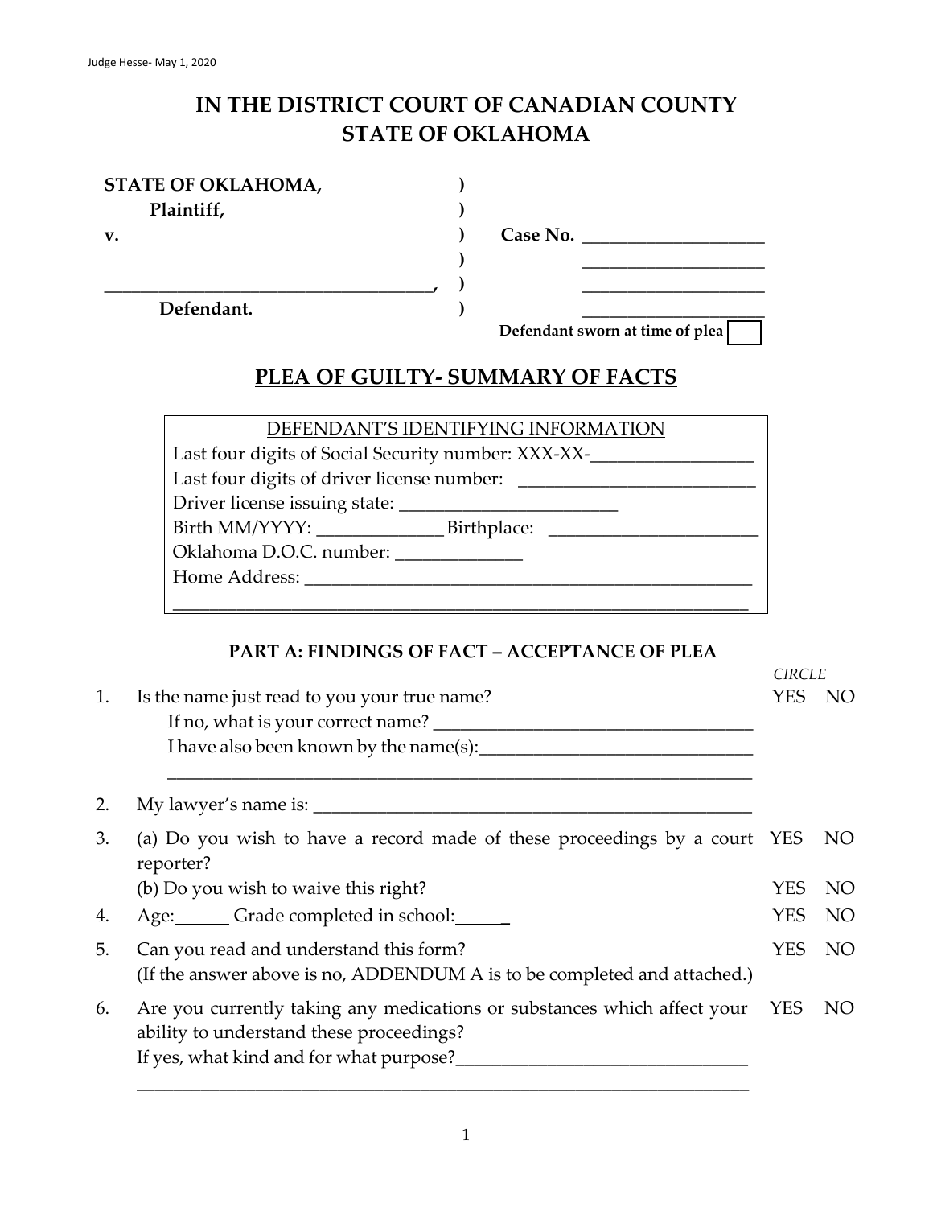Judge Hesse- May 1, 2020

# IN THE DISTRICT COURT OF CANADIAN COUNTY
# STATE OF OKLAHOMA

| | | |
|---|---|---|
| **STATE OF OKLAHOMA,** | **)** | |
| **Plaintiff,** | **)** | |
| **v.** | **)** | **Case No.** ____________________ |
| | **)** | ____________________ |
| ______________________________________, | **)** | ____________________ |
| **Defendant.** | **)** | ____________________ |

**Defendant sworn at time of plea** ☐

## PLEA OF GUILTY- SUMMARY OF FACTS

DEFENDANT'S IDENTIFYING INFORMATION

Last four digits of Social Security number: XXX-XX-__________________

Last four digits of driver license number: __________________________

Driver license issuing state: ________________________

Birth MM/YYYY: ______________ Birthplace: _______________________

Oklahoma D.O.C. number: ______________

Home Address: ___________________________________________________

_________________________________________________________________

### PART A: FINDINGS OF FACT – ACCEPTANCE OF PLEA

| | | *CIRCLE* |
|---|---|---|
| 1. | Is the name just read to you your true name?<br>If no, what is your correct name? ____________________________________<br>I have also been known by the name(s):_______________________________<br>___________________________________________________________________ | YES NO |
| 2. | My lawyer's name is: __________________________________________________ | |
| 3. | (a) Do you wish to have a record made of these proceedings by a court reporter? | YES NO |
| | (b) Do you wish to waive this right? | YES NO |
| 4. | Age:______ Grade completed in school:______ | YES NO |
| 5. | Can you read and understand this form?<br>(If the answer above is no, ADDENDUM A is to be completed and attached.) | YES NO |
| 6. | Are you currently taking any medications or substances which affect your ability to understand these proceedings?<br>If yes, what kind and for what purpose?________________________________<br>_________________________________________________________________________ | YES NO |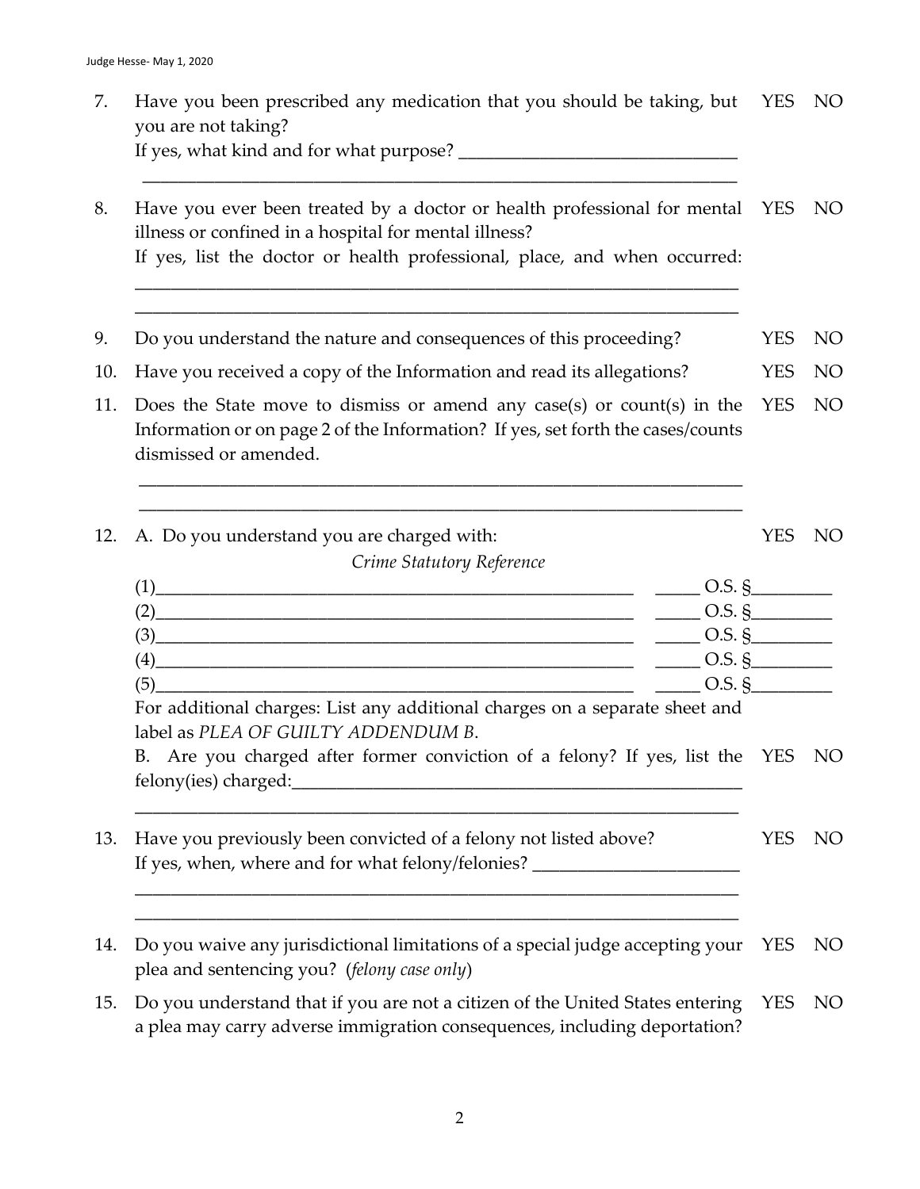7. Have you been prescribed any medication that you should be taking, but you are not taking? YES NO
   If yes, what kind and for what purpose? ______________________________
   ______________________________________________________________

8. Have you ever been treated by a doctor or health professional for mental illness or confined in a hospital for mental illness? YES NO
   If yes, list the doctor or health professional, place, and when occurred:
   ______________________________________________________________
   ______________________________________________________________

9. Do you understand the nature and consequences of this proceeding? YES NO

10. Have you received a copy of the Information and read its allegations? YES NO

11. Does the State move to dismiss or amend any case(s) or count(s) in the Information or on page 2 of the Information? If yes, set forth the cases/counts dismissed or amended. YES NO
    ______________________________________________________________
    ______________________________________________________________

12. A. Do you understand you are charged with: YES NO

    *Crime Statutory Reference*

    (1)__________________________________________________ _____ O.S. §________
    (2)__________________________________________________ _____ O.S. §________
    (3)__________________________________________________ _____ O.S. §________
    (4)__________________________________________________ _____ O.S. §________
    (5)__________________________________________________ _____ O.S. §________

    For additional charges: List any additional charges on a separate sheet and label as *PLEA OF GUILTY ADDENDUM B*.

    B. Are you charged after former conviction of a felony? If yes, list the felony(ies) charged:______________________________________________ YES NO
    ______________________________________________________________

13. Have you previously been convicted of a felony not listed above? YES NO
    If yes, when, where and for what felony/felonies? ______________________
    ______________________________________________________________
    ______________________________________________________________

14. Do you waive any jurisdictional limitations of a special judge accepting your plea and sentencing you? (*felony case only*) YES NO

15. Do you understand that if you are not a citizen of the United States entering a plea may carry adverse immigration consequences, including deportation? YES NO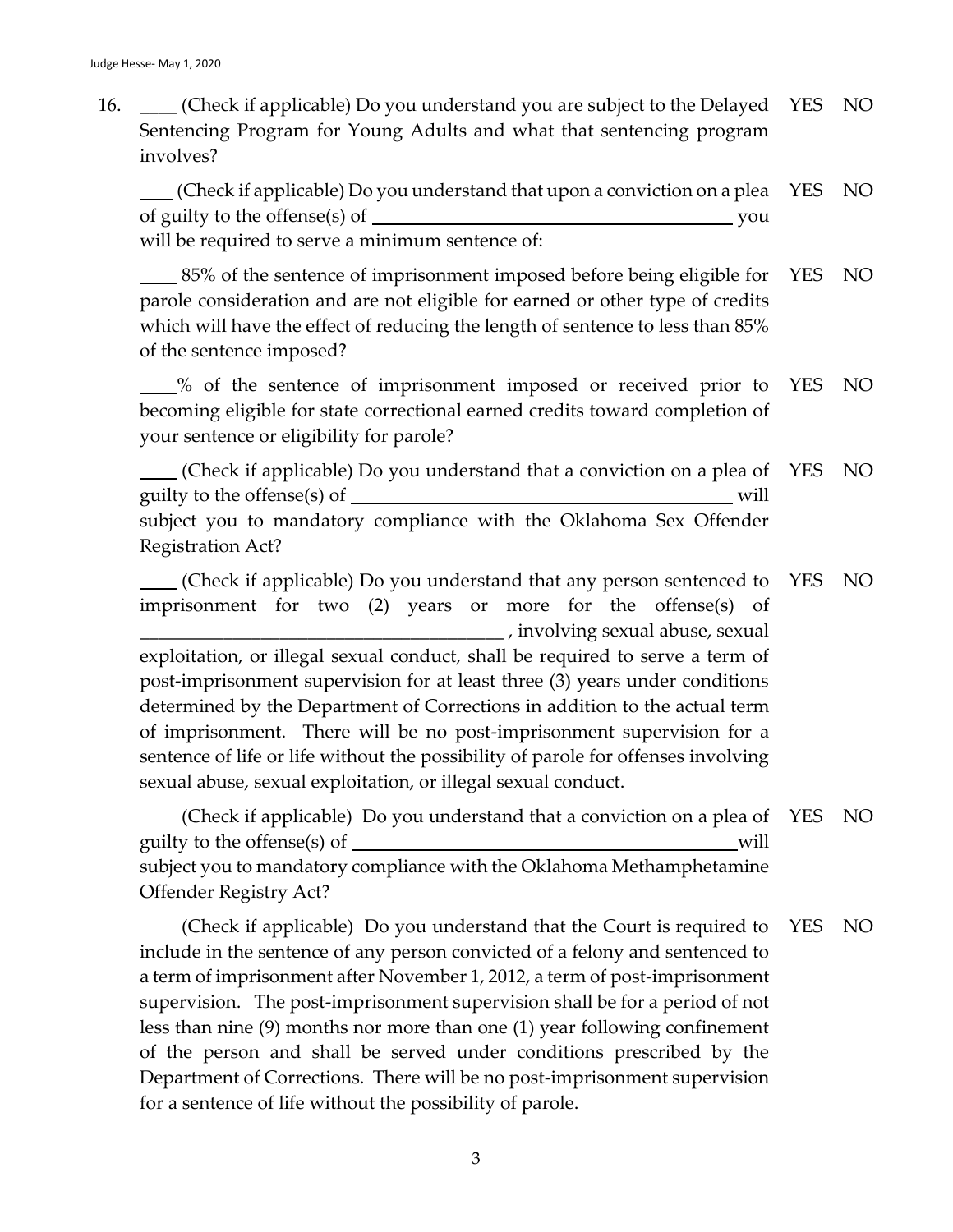16. ____ (Check if applicable) Do you understand you are subject to the Delayed Sentencing Program for Young Adults and what that sentencing program involves? YES NO

    ____ (Check if applicable) Do you understand that upon a conviction on a plea of guilty to the offense(s) of ________________________________________ you will be required to serve a minimum sentence of: YES NO

    ____ 85% of the sentence of imprisonment imposed before being eligible for parole consideration and are not eligible for earned or other type of credits which will have the effect of reducing the length of sentence to less than 85% of the sentence imposed? YES NO

    ____% of the sentence of imprisonment imposed or received prior to becoming eligible for state correctional earned credits toward completion of your sentence or eligibility for parole? YES NO

    ____ (Check if applicable) Do you understand that a conviction on a plea of guilty to the offense(s) of ________________________________________ will subject you to mandatory compliance with the Oklahoma Sex Offender Registration Act? YES NO

    ____ (Check if applicable) Do you understand that any person sentenced to imprisonment for two (2) years or more for the offense(s) of ________________________________________ , involving sexual abuse, sexual exploitation, or illegal sexual conduct, shall be required to serve a term of post-imprisonment supervision for at least three (3) years under conditions determined by the Department of Corrections in addition to the actual term of imprisonment. There will be no post-imprisonment supervision for a sentence of life or life without the possibility of parole for offenses involving sexual abuse, sexual exploitation, or illegal sexual conduct. YES NO

    ____ (Check if applicable) Do you understand that a conviction on a plea of guilty to the offense(s) of ________________________________________ will subject you to mandatory compliance with the Oklahoma Methamphetamine Offender Registry Act? YES NO

    ____ (Check if applicable) Do you understand that the Court is required to include in the sentence of any person convicted of a felony and sentenced to a term of imprisonment after November 1, 2012, a term of post-imprisonment supervision. The post-imprisonment supervision shall be for a period of not less than nine (9) months nor more than one (1) year following confinement of the person and shall be served under conditions prescribed by the Department of Corrections. There will be no post-imprisonment supervision for a sentence of life without the possibility of parole. YES NO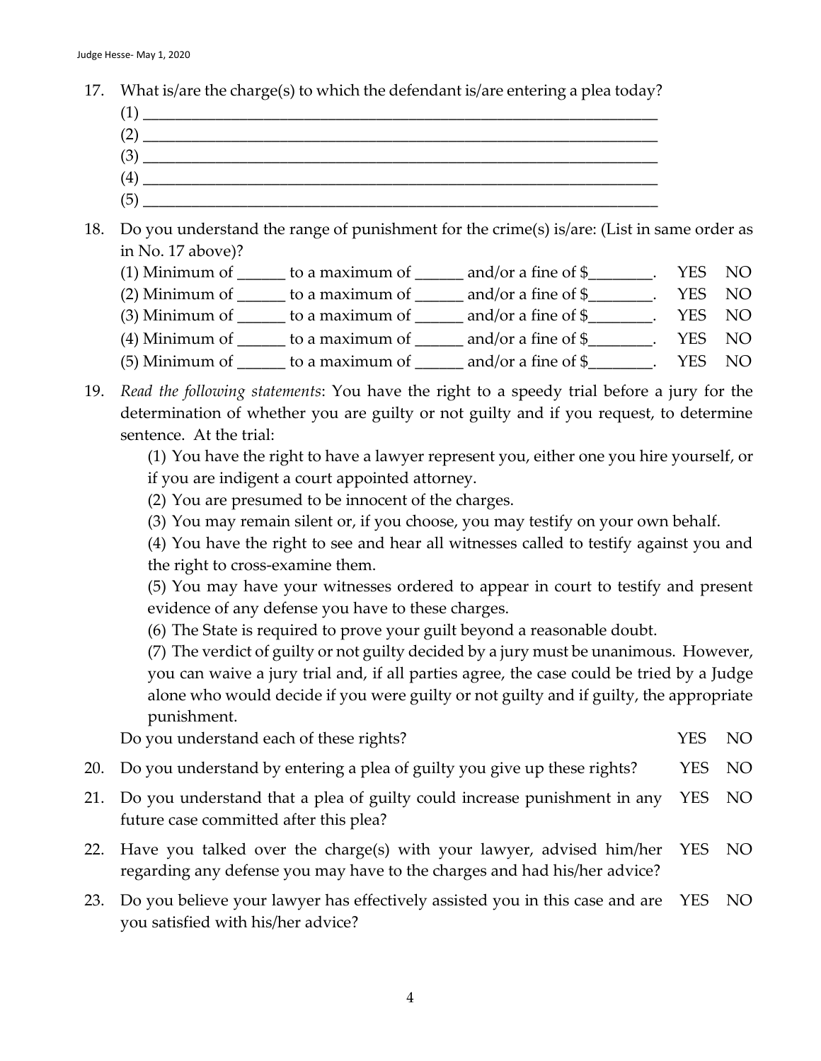17. What is/are the charge(s) to which the defendant is/are entering a plea today?
    (1) ____________________________________________________________________
    (2) ____________________________________________________________________
    (3) ____________________________________________________________________
    (4) ____________________________________________________________________
    (5) ____________________________________________________________________

18. Do you understand the range of punishment for the crime(s) is/are: (List in same order as in No. 17 above)?
    (1) Minimum of ______ to a maximum of ______ and/or a fine of $________. YES NO
    (2) Minimum of ______ to a maximum of ______ and/or a fine of $________. YES NO
    (3) Minimum of ______ to a maximum of ______ and/or a fine of $________. YES NO
    (4) Minimum of ______ to a maximum of ______ and/or a fine of $________. YES NO
    (5) Minimum of ______ to a maximum of ______ and/or a fine of $________. YES NO

19. *Read the following statements*: You have the right to a speedy trial before a jury for the determination of whether you are guilty or not guilty and if you request, to determine sentence. At the trial:

    (1) You have the right to have a lawyer represent you, either one you hire yourself, or if you are indigent a court appointed attorney.
    (2) You are presumed to be innocent of the charges.
    (3) You may remain silent or, if you choose, you may testify on your own behalf.
    (4) You have the right to see and hear all witnesses called to testify against you and the right to cross-examine them.
    (5) You may have your witnesses ordered to appear in court to testify and present evidence of any defense you have to these charges.
    (6) The State is required to prove your guilt beyond a reasonable doubt.
    (7) The verdict of guilty or not guilty decided by a jury must be unanimous. However, you can waive a jury trial and, if all parties agree, the case could be tried by a Judge alone who would decide if you were guilty or not guilty and if guilty, the appropriate punishment.

    Do you understand each of these rights? YES NO

20. Do you understand by entering a plea of guilty you give up these rights? YES NO

21. Do you understand that a plea of guilty could increase punishment in any future case committed after this plea? YES NO

22. Have you talked over the charge(s) with your lawyer, advised him/her regarding any defense you may have to the charges and had his/her advice? YES NO

23. Do you believe your lawyer has effectively assisted you in this case and are you satisfied with his/her advice? YES NO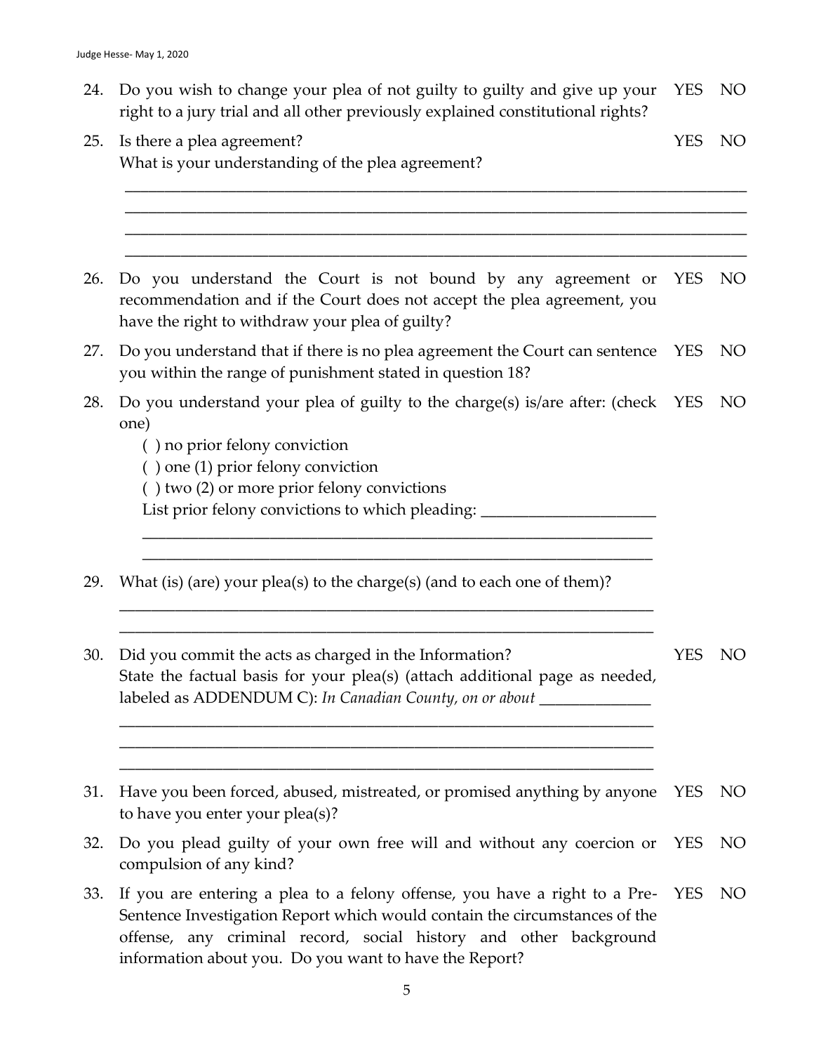24. Do you wish to change your plea of not guilty to guilty and give up your right to a jury trial and all other previously explained constitutional rights? YES NO

25. Is there a plea agreement? YES NO

    What is your understanding of the plea agreement?

    ______________________________________________________________________________
    ______________________________________________________________________________
    ______________________________________________________________________________
    ______________________________________________________________________________

26. Do you understand the Court is not bound by any agreement or recommendation and if the Court does not accept the plea agreement, you have the right to withdraw your plea of guilty? YES NO

27. Do you understand that if there is no plea agreement the Court can sentence you within the range of punishment stated in question 18? YES NO

28. Do you understand your plea of guilty to the charge(s) is/are after: (check one) YES NO

    ( ) no prior felony conviction

    ( ) one (1) prior felony conviction

    ( ) two (2) or more prior felony convictions

    List prior felony convictions to which pleading: ______________________

    ____________________________________________________________________
    ____________________________________________________________________

29. What (is) (are) your plea(s) to the charge(s) (and to each one of them)?

    ____________________________________________________________________
    ____________________________________________________________________

30. Did you commit the acts as charged in the Information? YES NO

    State the factual basis for your plea(s) (attach additional page as needed, labeled as ADDENDUM C): *In Canadian County, on or about* ______________

    ____________________________________________________________________
    ____________________________________________________________________
    ____________________________________________________________________

31. Have you been forced, abused, mistreated, or promised anything by anyone to have you enter your plea(s)? YES NO

32. Do you plead guilty of your own free will and without any coercion or compulsion of any kind? YES NO

33. If you are entering a plea to a felony offense, you have a right to a Pre-Sentence Investigation Report which would contain the circumstances of the offense, any criminal record, social history and other background information about you. Do you want to have the Report? YES NO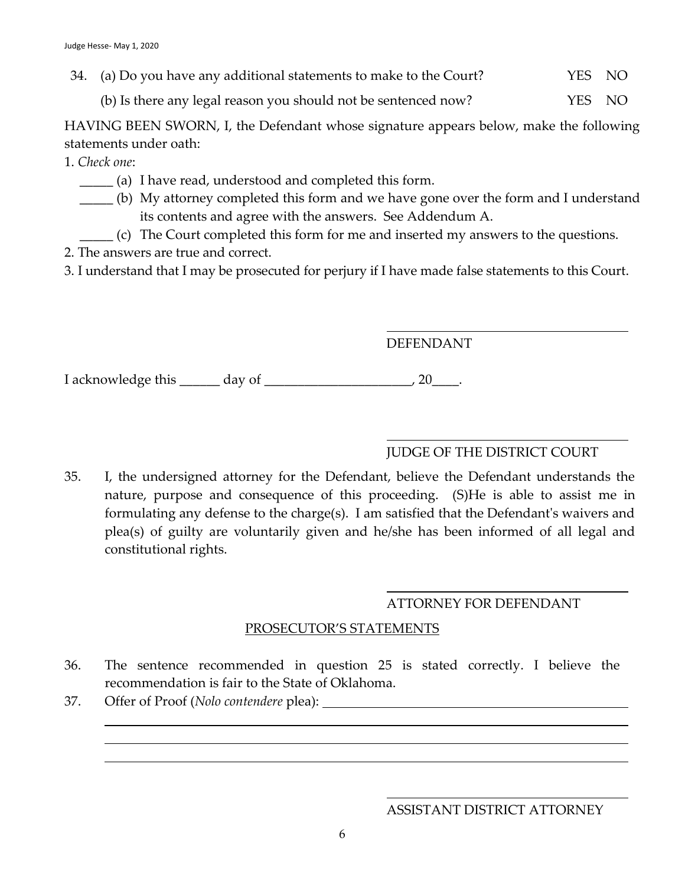34. (a) Do you have any additional statements to make to the Court? YES NO

    (b) Is there any legal reason you should not be sentenced now? YES NO

HAVING BEEN SWORN, I, the Defendant whose signature appears below, make the following statements under oath:

1. *Check one*:

   _____ (a) I have read, understood and completed this form.

   _____ (b) My attorney completed this form and we have gone over the form and I understand its contents and agree with the answers. See Addendum A.

   _____ (c) The Court completed this form for me and inserted my answers to the questions.

2. The answers are true and correct.
3. I understand that I may be prosecuted for perjury if I have made false statements to this Court.

_______________________________
DEFENDANT

I acknowledge this ______ day of ______________________, 20____.

_______________________________
JUDGE OF THE DISTRICT COURT

35. I, the undersigned attorney for the Defendant, believe the Defendant understands the nature, purpose and consequence of this proceeding. (S)He is able to assist me in formulating any defense to the charge(s). I am satisfied that the Defendant's waivers and plea(s) of guilty are voluntarily given and he/she has been informed of all legal and constitutional rights.

_______________________________
ATTORNEY FOR DEFENDANT

## PROSECUTOR'S STATEMENTS

36. The sentence recommended in question 25 is stated correctly. I believe the recommendation is fair to the State of Oklahoma.
37. Offer of Proof (*Nolo contendere* plea): _______________________________

    _______________________________________________________________

    _______________________________________________________________

    _______________________________________________________________

_______________________________
ASSISTANT DISTRICT ATTORNEY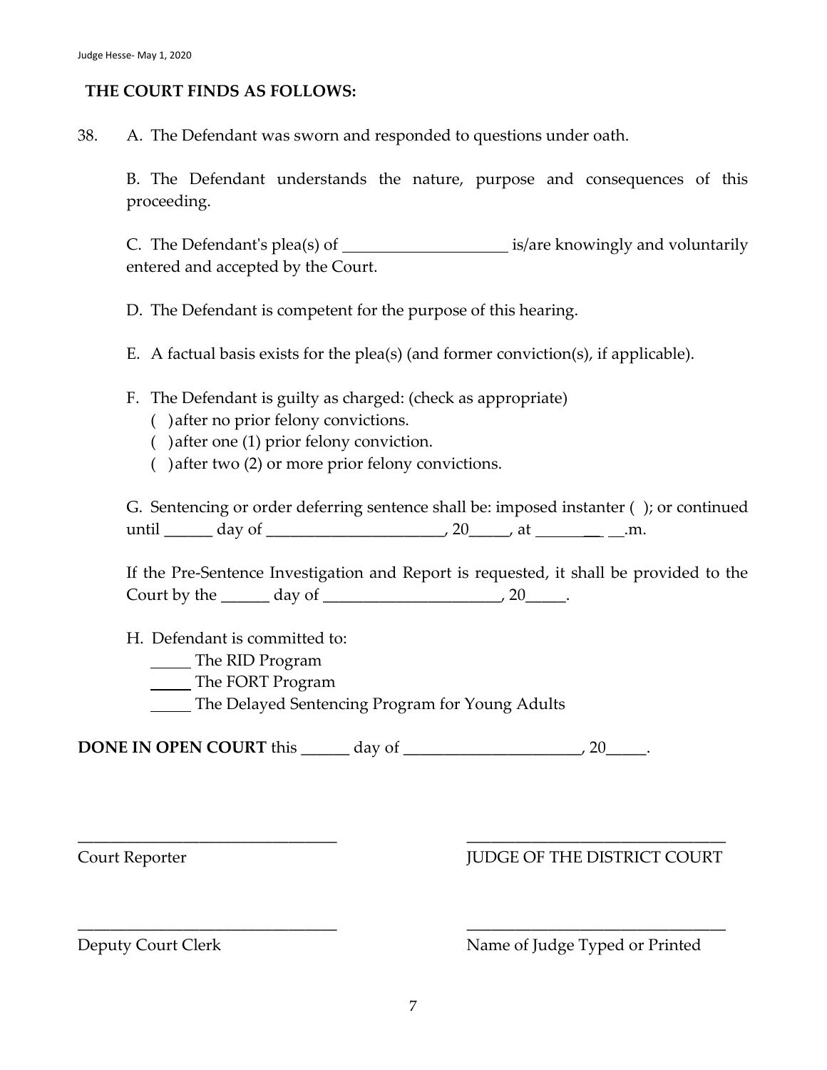**THE COURT FINDS AS FOLLOWS:**

38. A. The Defendant was sworn and responded to questions under oath.

B. The Defendant understands the nature, purpose and consequences of this proceeding.

C. The Defendant's plea(s) of ____________________ is/are knowingly and voluntarily entered and accepted by the Court.

D. The Defendant is competent for the purpose of this hearing.

E. A factual basis exists for the plea(s) (and former conviction(s), if applicable).

F. The Defendant is guilty as charged: (check as appropriate)
( ) after no prior felony convictions.
( ) after one (1) prior felony conviction.
( ) after two (2) or more prior felony convictions.

G. Sentencing or order deferring sentence shall be: imposed instanter ( ); or continued until ______ day of ______________________, 20_____, at ________ __.m.

If the Pre-Sentence Investigation and Report is requested, it shall be provided to the Court by the ______ day of ______________________, 20_____.

H. Defendant is committed to:
_____ The RID Program
_____ The FORT Program
_____ The Delayed Sentencing Program for Young Adults

**DONE IN OPEN COURT** this ______ day of ______________________, 20_____.

________________________________
Court Reporter

________________________________
JUDGE OF THE DISTRICT COURT

________________________________
Deputy Court Clerk

________________________________
Name of Judge Typed or Printed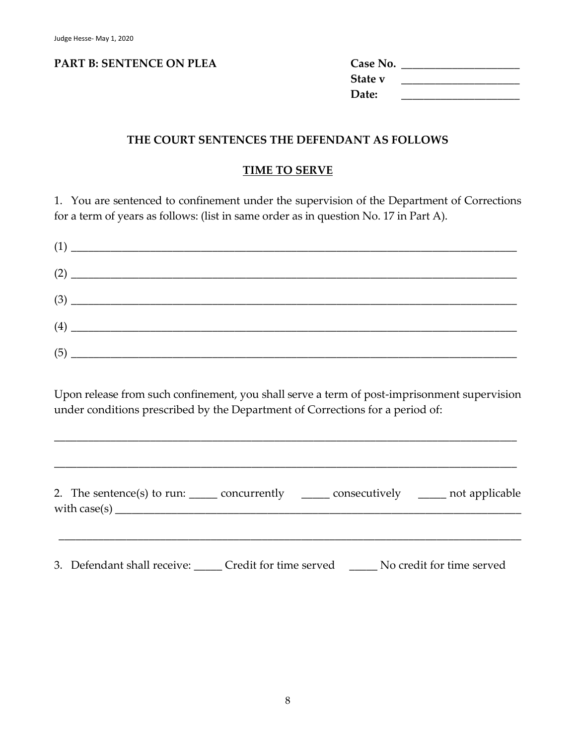**PART B: SENTENCE ON PLEA**

**Case No.** ____________________
**State v** ____________________
**Date:** ____________________

## THE COURT SENTENCES THE DEFENDANT AS FOLLOWS

### TIME TO SERVE

1. You are sentenced to confinement under the supervision of the Department of Corrections for a term of years as follows: (list in same order as in question No. 17 in Part A).

(1) ________________________________________________________________________________

(2) ________________________________________________________________________________

(3) ________________________________________________________________________________

(4) ________________________________________________________________________________

(5) ________________________________________________________________________________

Upon release from such confinement, you shall serve a term of post-imprisonment supervision under conditions prescribed by the Department of Corrections for a period of:

____________________________________________________________________________________

____________________________________________________________________________________

2. The sentence(s) to run: _____ concurrently _____ consecutively _____ not applicable with case(s) ________________________________________________________________________

____________________________________________________________________________________

3. Defendant shall receive: _____ Credit for time served _____ No credit for time served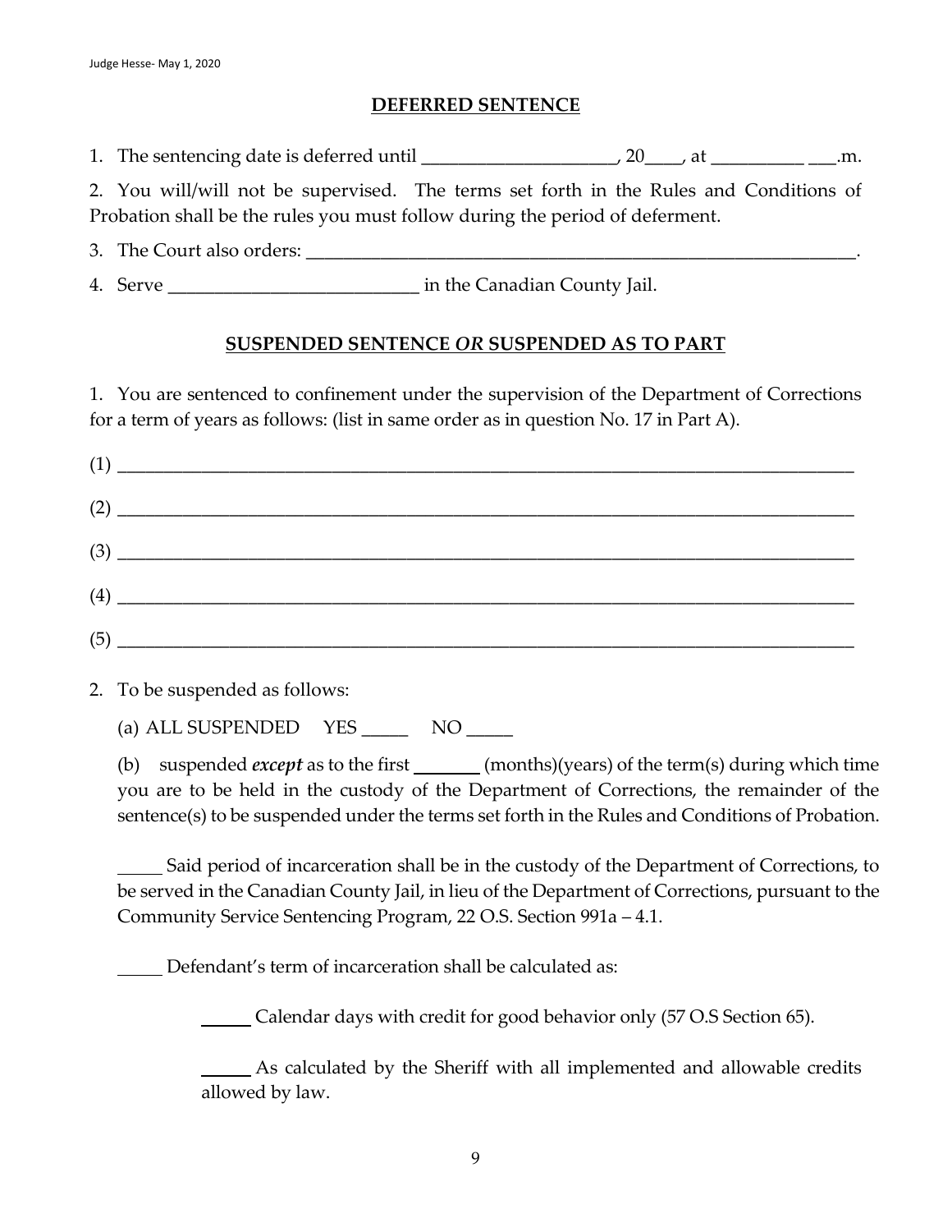## DEFERRED SENTENCE

1. The sentencing date is deferred until _____________________, 20____, at __________ ___.m.

2. You will/will not be supervised. The terms set forth in the Rules and Conditions of Probation shall be the rules you must follow during the period of deferment.

3. The Court also orders: ________________________________________________________________.

4. Serve ___________________________ in the Canadian County Jail.

## SUSPENDED SENTENCE *OR* SUSPENDED AS TO PART

1. You are sentenced to confinement under the supervision of the Department of Corrections for a term of years as follows: (list in same order as in question No. 17 in Part A).

(1) ____________________________________________________________________________________

(2) ____________________________________________________________________________________

(3) ____________________________________________________________________________________

(4) ____________________________________________________________________________________

(5) ____________________________________________________________________________________

2. To be suspended as follows:

(a) ALL SUSPENDED YES _____ NO _____

(b) suspended ***except*** as to the first _______ (months)(years) of the term(s) during which time you are to be held in the custody of the Department of Corrections, the remainder of the sentence(s) to be suspended under the terms set forth in the Rules and Conditions of Probation.

_____ Said period of incarceration shall be in the custody of the Department of Corrections, to be served in the Canadian County Jail, in lieu of the Department of Corrections, pursuant to the Community Service Sentencing Program, 22 O.S. Section 991a – 4.1.

_____ Defendant's term of incarceration shall be calculated as:

_____ Calendar days with credit for good behavior only (57 O.S Section 65).

_____ As calculated by the Sheriff with all implemented and allowable credits allowed by law.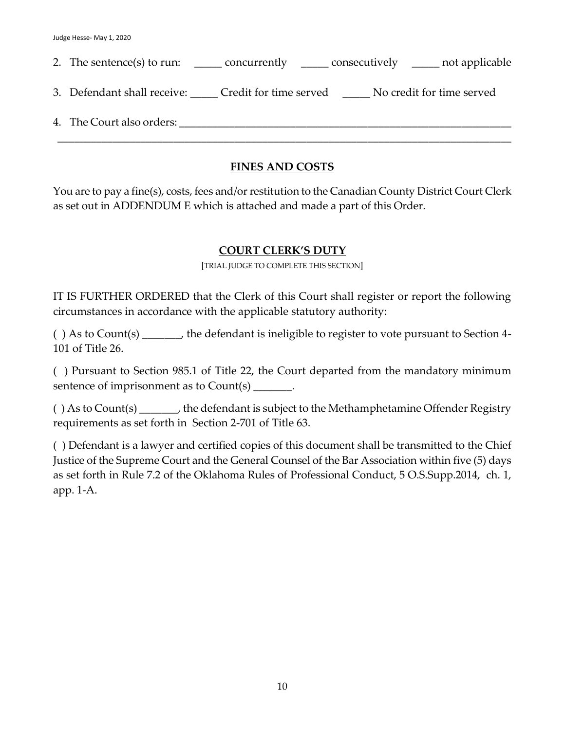2. The sentence(s) to run: _____ concurrently _____ consecutively _____ not applicable

3. Defendant shall receive: _____ Credit for time served _____ No credit for time served

4. The Court also orders: ______________________________________________________________
______________________________________________________________________________________

## FINES AND COSTS

You are to pay a fine(s), costs, fees and/or restitution to the Canadian County District Court Clerk as set out in ADDENDUM E which is attached and made a part of this Order.

## COURT CLERK'S DUTY

[TRIAL JUDGE TO COMPLETE THIS SECTION]

IT IS FURTHER ORDERED that the Clerk of this Court shall register or report the following circumstances in accordance with the applicable statutory authority:

( ) As to Count(s) _______, the defendant is ineligible to register to vote pursuant to Section 4-101 of Title 26.

( ) Pursuant to Section 985.1 of Title 22, the Court departed from the mandatory minimum sentence of imprisonment as to Count(s) _______.

( ) As to Count(s) _______, the defendant is subject to the Methamphetamine Offender Registry requirements as set forth in Section 2-701 of Title 63.

( ) Defendant is a lawyer and certified copies of this document shall be transmitted to the Chief Justice of the Supreme Court and the General Counsel of the Bar Association within five (5) days as set forth in Rule 7.2 of the Oklahoma Rules of Professional Conduct, 5 O.S.Supp.2014, ch. 1, app. 1-A.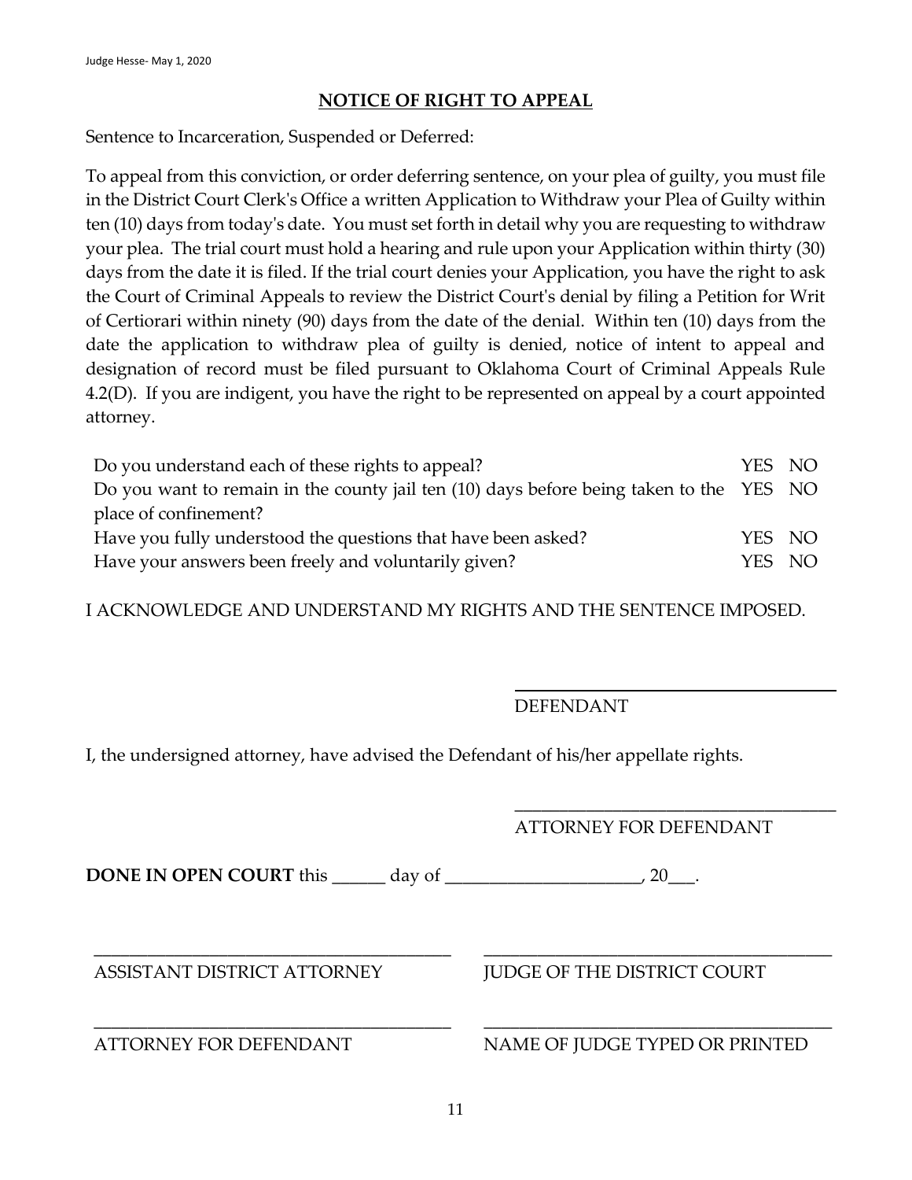## NOTICE OF RIGHT TO APPEAL

Sentence to Incarceration, Suspended or Deferred:

To appeal from this conviction, or order deferring sentence, on your plea of guilty, you must file in the District Court Clerk's Office a written Application to Withdraw your Plea of Guilty within ten (10) days from today's date. You must set forth in detail why you are requesting to withdraw your plea. The trial court must hold a hearing and rule upon your Application within thirty (30) days from the date it is filed. If the trial court denies your Application, you have the right to ask the Court of Criminal Appeals to review the District Court's denial by filing a Petition for Writ of Certiorari within ninety (90) days from the date of the denial. Within ten (10) days from the date the application to withdraw plea of guilty is denied, notice of intent to appeal and designation of record must be filed pursuant to Oklahoma Court of Criminal Appeals Rule 4.2(D). If you are indigent, you have the right to be represented on appeal by a court appointed attorney.

| | | |
|---|---|---|
| Do you understand each of these rights to appeal? | YES | NO |
| Do you want to remain in the county jail ten (10) days before being taken to the place of confinement? | YES | NO |
| Have you fully understood the questions that have been asked? | YES | NO |
| Have your answers been freely and voluntarily given? | YES | NO |

I ACKNOWLEDGE AND UNDERSTAND MY RIGHTS AND THE SENTENCE IMPOSED.

\_\_\_\_\_\_\_\_\_\_\_\_\_\_\_\_\_\_\_\_\_\_\_\_\_\_\_\_\_\_\_\_\_\_\_\_
DEFENDANT

I, the undersigned attorney, have advised the Defendant of his/her appellate rights.

\_\_\_\_\_\_\_\_\_\_\_\_\_\_\_\_\_\_\_\_\_\_\_\_\_\_\_\_\_\_\_\_\_\_\_\_
ATTORNEY FOR DEFENDANT

**DONE IN OPEN COURT** this ______ day of ______________________, 20___.

| | |
|---|---|
| \_\_\_\_\_\_\_\_\_\_\_\_\_\_\_\_\_\_\_\_\_\_\_\_\_\_\_\_\_\_\_\_\_\_\_\_ | \_\_\_\_\_\_\_\_\_\_\_\_\_\_\_\_\_\_\_\_\_\_\_\_\_\_\_\_\_\_\_\_\_\_\_\_ |
| ASSISTANT DISTRICT ATTORNEY | JUDGE OF THE DISTRICT COURT |
| \_\_\_\_\_\_\_\_\_\_\_\_\_\_\_\_\_\_\_\_\_\_\_\_\_\_\_\_\_\_\_\_\_\_\_\_ | \_\_\_\_\_\_\_\_\_\_\_\_\_\_\_\_\_\_\_\_\_\_\_\_\_\_\_\_\_\_\_\_\_\_\_\_ |
| ATTORNEY FOR DEFENDANT | NAME OF JUDGE TYPED OR PRINTED |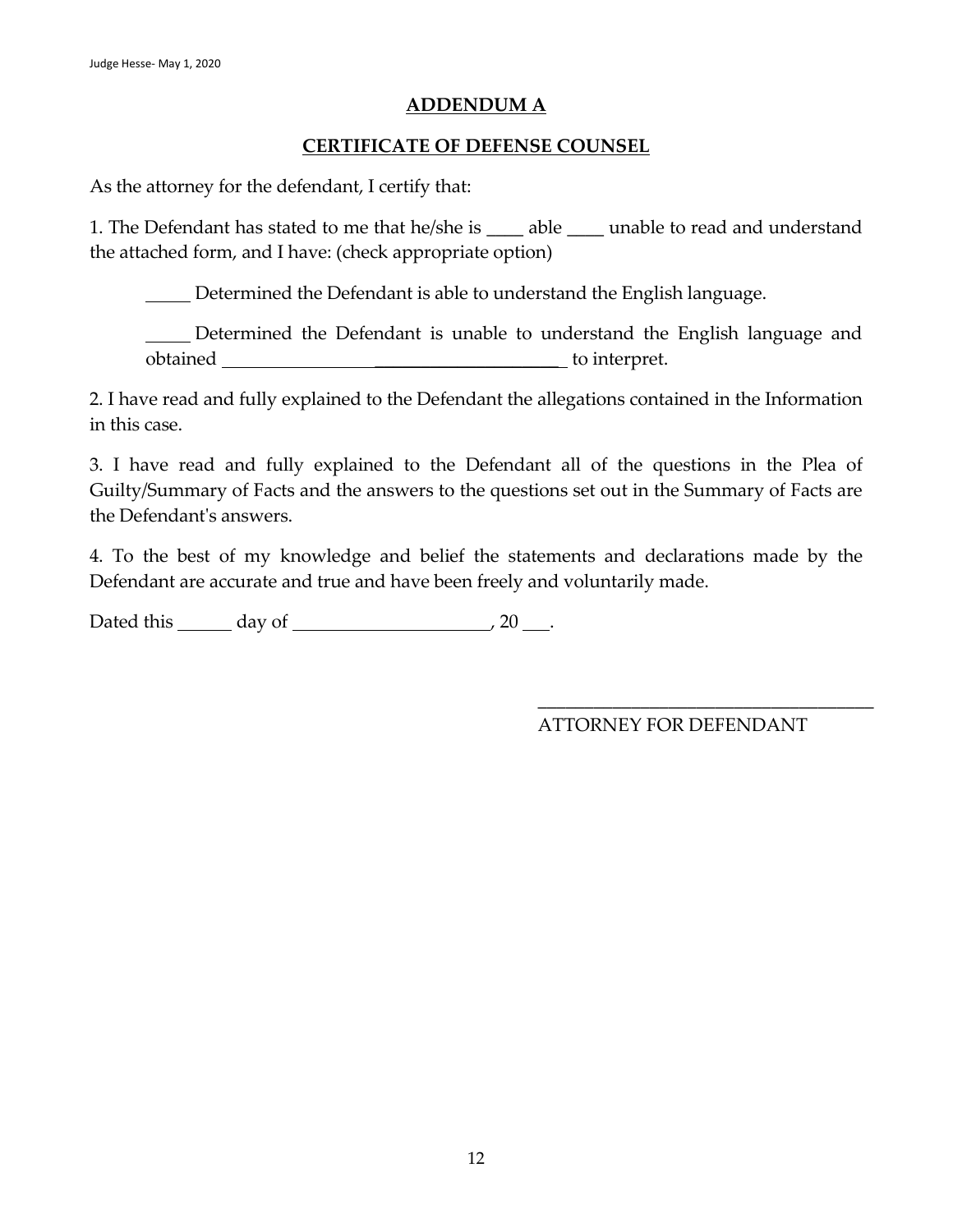## ADDENDUM A

## CERTIFICATE OF DEFENSE COUNSEL

As the attorney for the defendant, I certify that:

1. The Defendant has stated to me that he/she is ____ able ____ unable to read and understand the attached form, and I have: (check appropriate option)

_____ Determined the Defendant is able to understand the English language.

_____ Determined the Defendant is unable to understand the English language and obtained ______________________________________ to interpret.

2. I have read and fully explained to the Defendant the allegations contained in the Information in this case.

3. I have read and fully explained to the Defendant all of the questions in the Plea of Guilty/Summary of Facts and the answers to the questions set out in the Summary of Facts are the Defendant's answers.

4. To the best of my knowledge and belief the statements and declarations made by the Defendant are accurate and true and have been freely and voluntarily made.

Dated this ______ day of ______________________, 20 ___.

______________________________________
ATTORNEY FOR DEFENDANT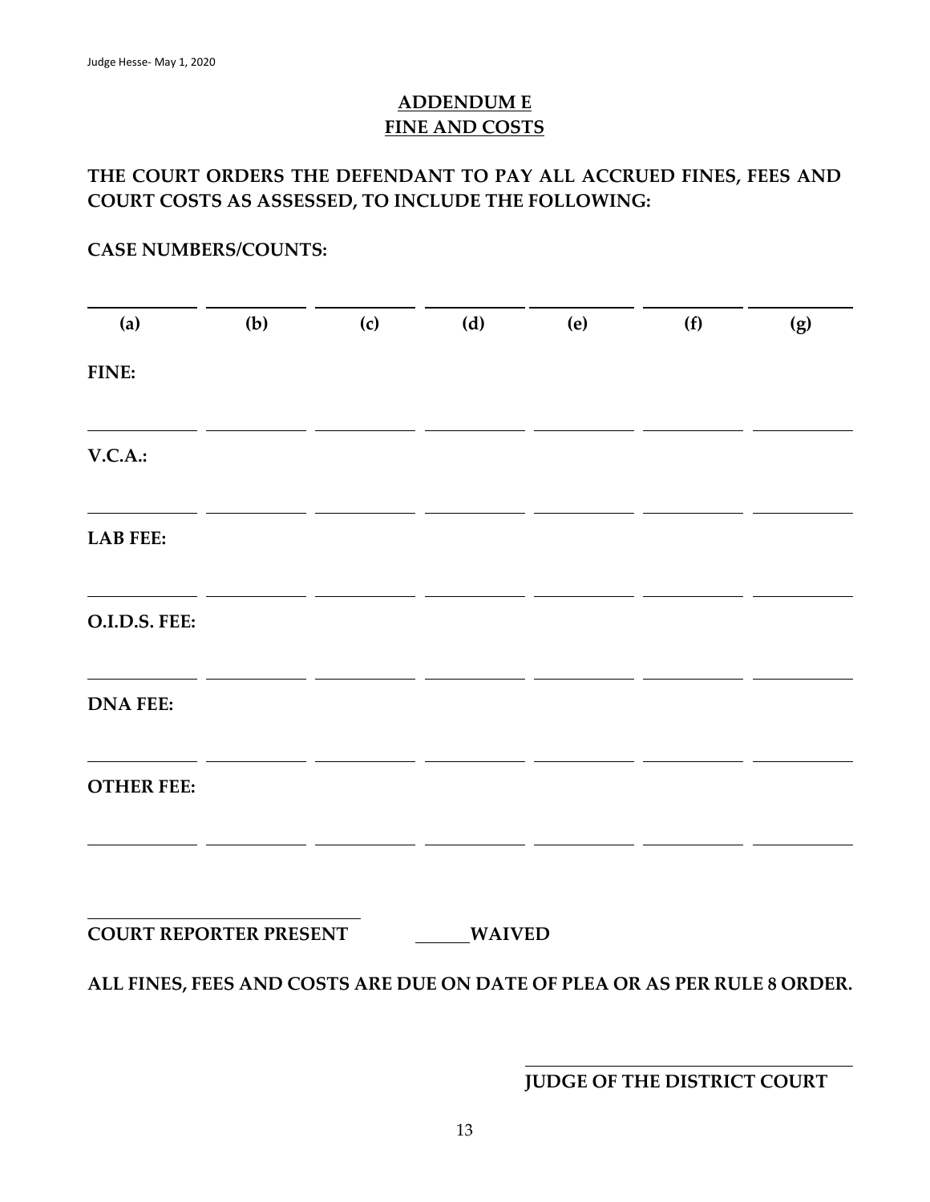## ADDENDUM E
## FINE AND COSTS

**THE COURT ORDERS THE DEFENDANT TO PAY ALL ACCRUED FINES, FEES AND COURT COSTS AS ASSESSED, TO INCLUDE THE FOLLOWING:**

**CASE NUMBERS/COUNTS:**

| (a) | (b) | (c) | (d) | (e) | (f) | (g) |
|---|---|---|---|---|---|---|
| **FINE:** | | | | | | |
| **V.C.A.:** | | | | | | |
| **LAB FEE:** | | | | | | |
| **O.I.D.S. FEE:** | | | | | | |
| **DNA FEE:** | | | | | | |
| **OTHER FEE:** | | | | | | |

______________________________
**COURT REPORTER PRESENT** ______**WAIVED**

**ALL FINES, FEES AND COSTS ARE DUE ON DATE OF PLEA OR AS PER RULE 8 ORDER.**

______________________________
**JUDGE OF THE DISTRICT COURT**